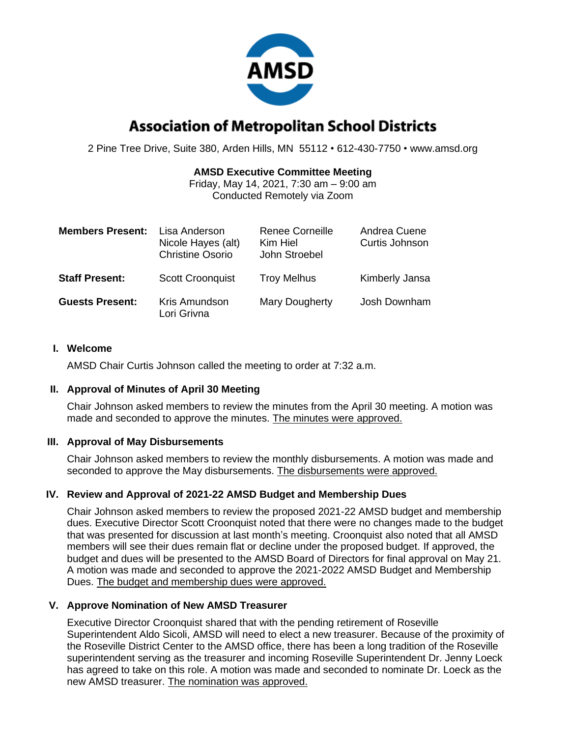# Association of Metropolitan School Districts

2 Pine Tree Drive, Suite 380, Arden Hills, MN 55112 • 612-430-7750 • www.amsd.org

**AMSD Executive Committee Meeting**
Friday, May 14, 2021, 7:30 am – 9:00 am
Conducted Remotely via Zoom

| | | | |
|---|---|---|---|
| **Members Present:** | Lisa Anderson<br>Nicole Hayes (alt)<br>Christine Osorio | Renee Corneille<br>Kim Hiel<br>John Stroebel | Andrea Cuene<br>Curtis Johnson |
| **Staff Present:** | Scott Croonquist | Troy Melhus | Kimberly Jansa |
| **Guests Present:** | Kris Amundson<br>Lori Grivna | Mary Dougherty | Josh Downham |

## I. Welcome

AMSD Chair Curtis Johnson called the meeting to order at 7:32 a.m.

## II. Approval of Minutes of April 30 Meeting

Chair Johnson asked members to review the minutes from the April 30 meeting. A motion was made and seconded to approve the minutes. The minutes were approved.

## III. Approval of May Disbursements

Chair Johnson asked members to review the monthly disbursements. A motion was made and seconded to approve the May disbursements. The disbursements were approved.

## IV. Review and Approval of 2021-22 AMSD Budget and Membership Dues

Chair Johnson asked members to review the proposed 2021-22 AMSD budget and membership dues. Executive Director Scott Croonquist noted that there were no changes made to the budget that was presented for discussion at last month's meeting. Croonquist also noted that all AMSD members will see their dues remain flat or decline under the proposed budget. If approved, the budget and dues will be presented to the AMSD Board of Directors for final approval on May 21. A motion was made and seconded to approve the 2021-2022 AMSD Budget and Membership Dues. The budget and membership dues were approved.

## V. Approve Nomination of New AMSD Treasurer

Executive Director Croonquist shared that with the pending retirement of Roseville Superintendent Aldo Sicoli, AMSD will need to elect a new treasurer. Because of the proximity of the Roseville District Center to the AMSD office, there has been a long tradition of the Roseville superintendent serving as the treasurer and incoming Roseville Superintendent Dr. Jenny Loeck has agreed to take on this role. A motion was made and seconded to nominate Dr. Loeck as the new AMSD treasurer. The nomination was approved.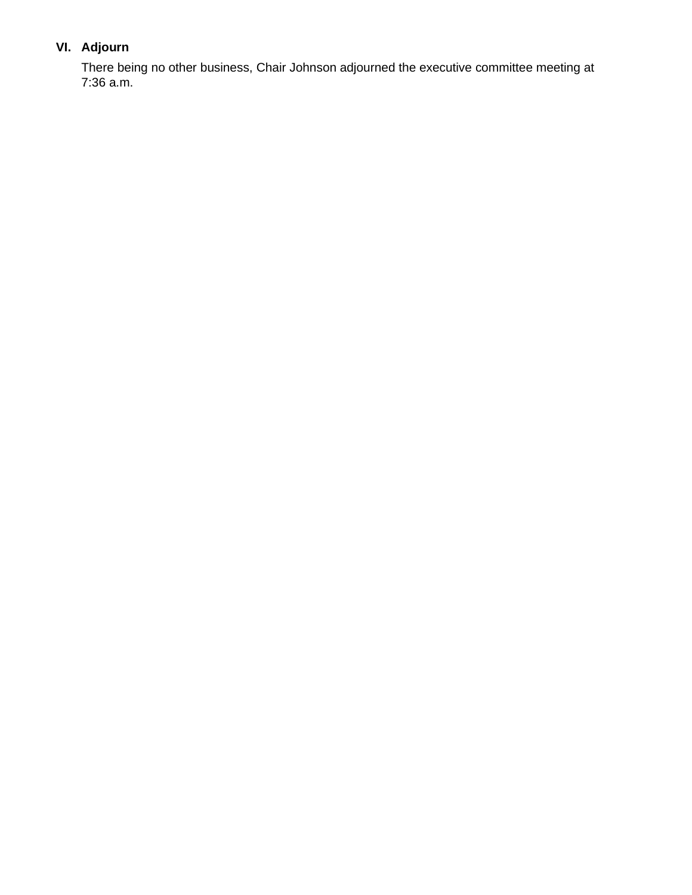## VI. Adjourn

There being no other business, Chair Johnson adjourned the executive committee meeting at 7:36 a.m.